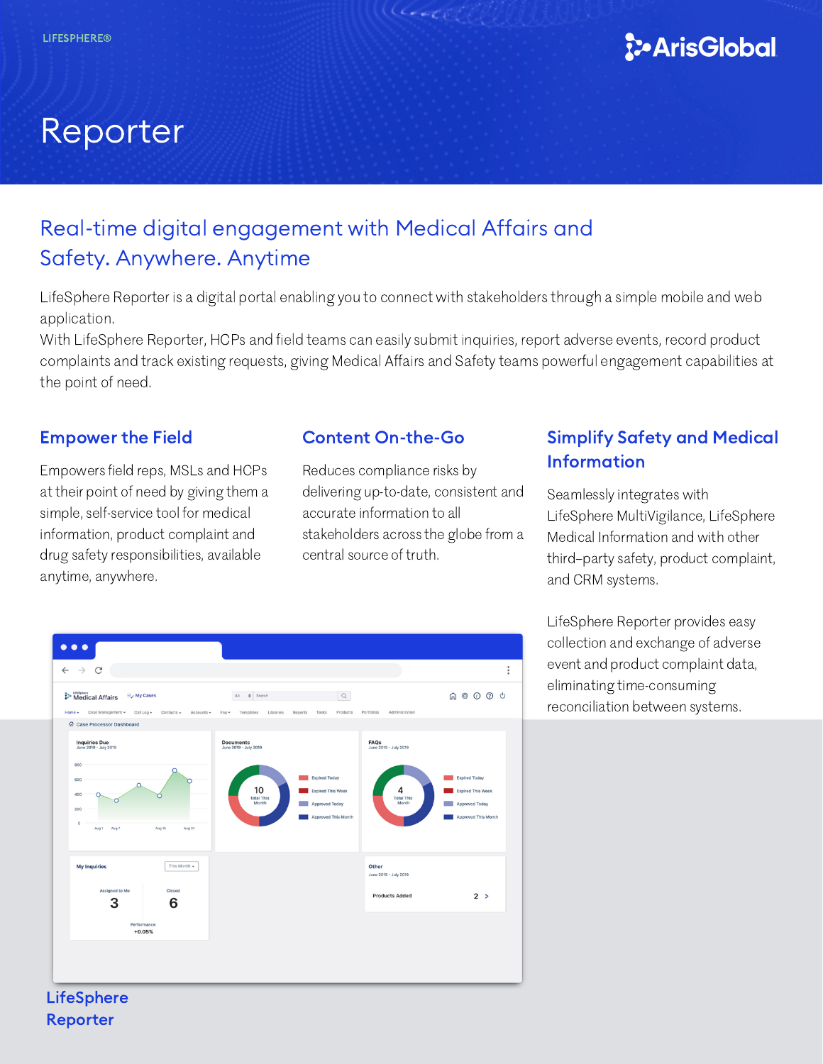LIFESPHERE®

ArisGlobal

# Reporter

## Real-time digital engagement with Medical Affairs and Safety. Anywhere. Anytime

LifeSphere Reporter is a digital portal enabling you to connect with stakeholders through a simple mobile and web application.
With LifeSphere Reporter, HCPs and field teams can easily submit inquiries, report adverse events, record product complaints and track existing requests, giving Medical Affairs and Safety teams powerful engagement capabilities at the point of need.

### Empower the Field

Empowers field reps, MSLs and HCPs at their point of need by giving them a simple, self-service tool for medical information, product complaint and drug safety responsibilities, available anytime, anywhere.

### Content On-the-Go

Reduces compliance risks by delivering up-to-date, consistent and accurate information to all stakeholders across the globe from a central source of truth.

### Simplify Safety and Medical Information

Seamlessly integrates with LifeSphere MultiVigilance, LifeSphere Medical Information and with other third–party safety, product complaint, and CRM systems.

LifeSphere Reporter provides easy collection and exchange of adverse event and product complaint data, eliminating time-consuming reconciliation between systems.

LifeSphere Reporter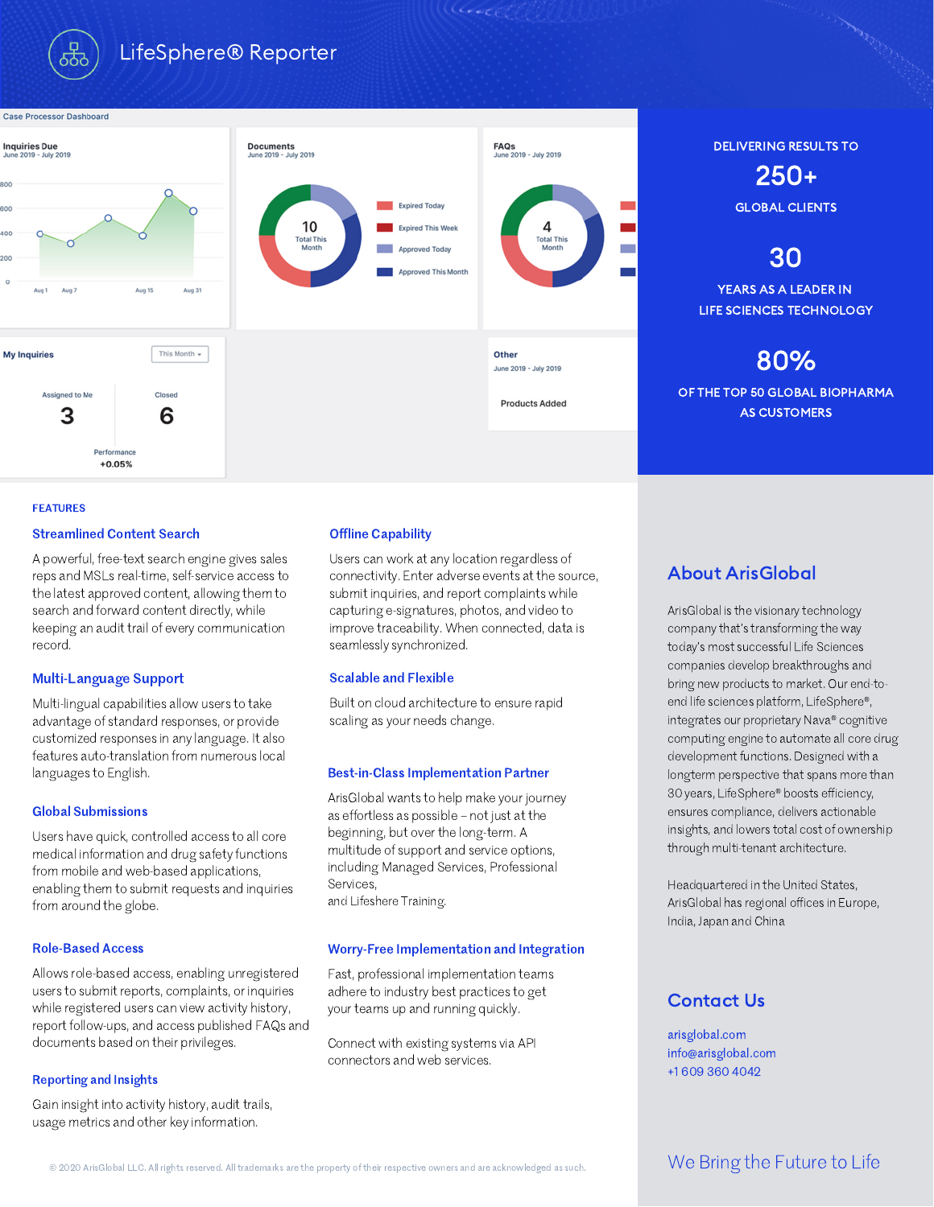# LifeSphere® Reporter

Case Processor Dashboard

Inquiries Due
June 2019 - July 2019

800
600
400
200
0

Aug 1 Aug 7 Aug 15 Aug 31

Documents
June 2019 - July 2019

10
Total This Month

Expired Today
Expired This Week
Approved Today
Approved This Month

FAQs
June 2019 - July 2019

4
Total This Month

My Inquiries

This Month

Assigned to Me
3

Closed
6

Performance
+0.05%

Other
June 2019 - July 2019

Products Added

DELIVERING RESULTS TO

**250+**

GLOBAL CLIENTS

**30**

YEARS AS A LEADER IN LIFE SCIENCES TECHNOLOGY

**80%**

OF THE TOP 50 GLOBAL BIOPHARMA AS CUSTOMERS

## FEATURES

### Streamlined Content Search

A powerful, free-text search engine gives sales reps and MSLs real-time, self-service access to the latest approved content, allowing them to search and forward content directly, while keeping an audit trail of every communication record.

### Multi-Language Support

Multi-lingual capabilities allow users to take advantage of standard responses, or provide customized responses in any language. It also features auto-translation from numerous local languages to English.

### Global Submissions

Users have quick, controlled access to all core medical information and drug safety functions from mobile and web-based applications, enabling them to submit requests and inquiries from around the globe.

### Role-Based Access

Allows role-based access, enabling unregistered users to submit reports, complaints, or inquiries while registered users can view activity history, report follow-ups, and access published FAQs and documents based on their privileges.

### Reporting and Insights

Gain insight into activity history, audit trails, usage metrics and other key information.

### Offline Capability

Users can work at any location regardless of connectivity. Enter adverse events at the source, submit inquiries, and report complaints while capturing e-signatures, photos, and video to improve traceability. When connected, data is seamlessly synchronized.

### Scalable and Flexible

Built on cloud architecture to ensure rapid scaling as your needs change.

### Best-in-Class Implementation Partner

ArisGlobal wants to help make your journey as effortless as possible – not just at the beginning, but over the long-term. A multitude of support and service options, including Managed Services, Professional Services,
and Lifeshere Training.

### Worry-Free Implementation and Integration

Fast, professional implementation teams adhere to industry best practices to get your teams up and running quickly.

Connect with existing systems via API connectors and web services.

## About ArisGlobal

ArisGlobal is the visionary technology company that's transforming the way today's most successful Life Sciences companies develop breakthroughs and bring new products to market. Our end-to-end life sciences platform, LifeSphere®, integrates our proprietary Nava® cognitive computing engine to automate all core drug development functions. Designed with a longterm perspective that spans more than 30 years, LifeSphere® boosts efficiency, ensures compliance, delivers actionable insights, and lowers total cost of ownership through multi-tenant architecture.

Headquartered in the United States, ArisGlobal has regional offices in Europe, India, Japan and China

## Contact Us

arisglobal.com
info@arisglobal.com
+1 609 360 4042

We Bring the Future to Life

© 2020 ArisGlobal LLC. All rights reserved. All trademarks are the property of their respective owners and are acknowledged as such.